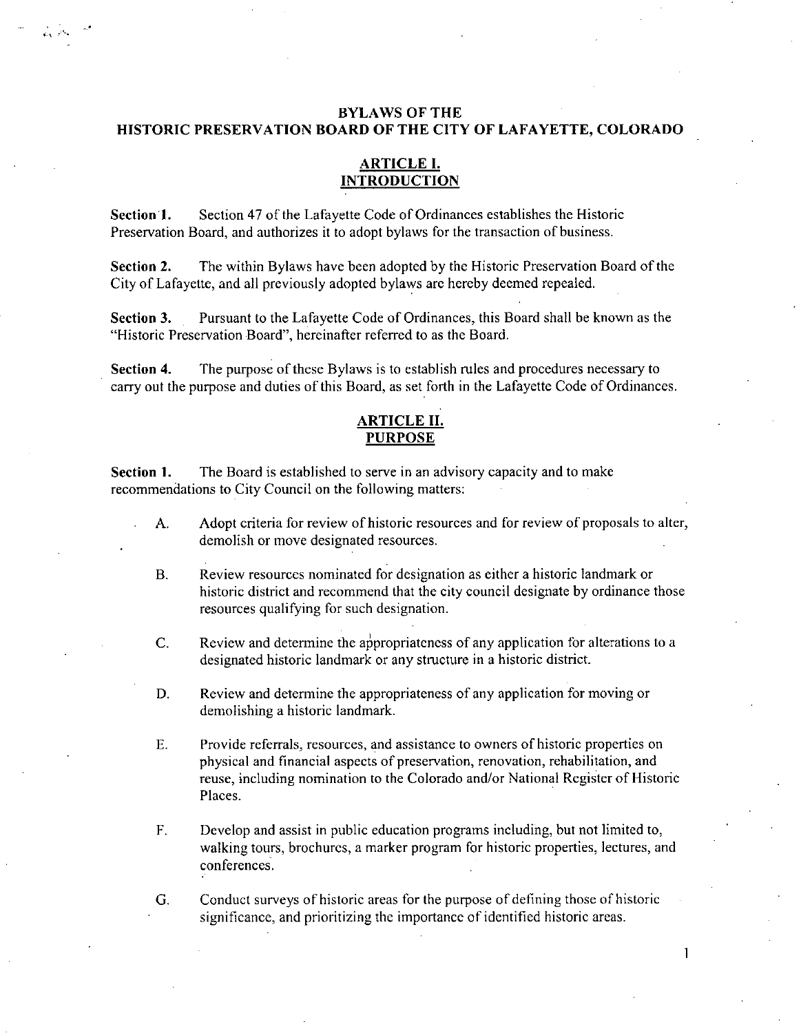# BYLAWS OF THE HISTORIC PRESERVATION BOARD OF THE CITY OF LAFAYETTE, COLORADO

## ARTICLE I. INTRODUCTION

**Section 1.** Section 47 of the Lafayette Code of Ordinances establishes the Historic Preservation Board, and authorizes it to adopt bylaws for the transaction of business.

**Section 2.** The within Bylaws have been adopted by the Historic Preservation Board of the City of Lafayette, and all previously adopted bylaws are hereby deemed repealed.

**Section 3.** Pursuant to the Lafayette Code of Ordinances, this Board shall be known as the "Historic Preservation Board", hereinafter referred to as the Board.

**Section 4.** The purpose of these Bylaws is to establish rules and procedures necessary to carry out the purpose and duties of this Board, as set forth in the Lafayette Code of Ordinances.

## ARTICLE II. PURPOSE

**Section 1.** The Board is established to serve in an advisory capacity and to make recommendations to City Council on the following matters:

A. Adopt criteria for review of historic resources and for review of proposals to alter, demolish or move designated resources.

B. Review resources nominated for designation as either a historic landmark or historic district and recommend that the city council designate by ordinance those resources qualifying for such designation.

C. Review and determine the appropriateness of any application for alterations to a designated historic landmark or any structure in a historic district.

D. Review and determine the appropriateness of any application for moving or demolishing a historic landmark.

E. Provide referrals, resources, and assistance to owners of historic properties on physical and financial aspects of preservation, renovation, rehabilitation, and reuse, including nomination to the Colorado and/or National Register of Historic Places.

F. Develop and assist in public education programs including, but not limited to, walking tours, brochures, a marker program for historic properties, lectures, and conferences.

G. Conduct surveys of historic areas for the purpose of defining those of historic significance, and prioritizing the importance of identified historic areas.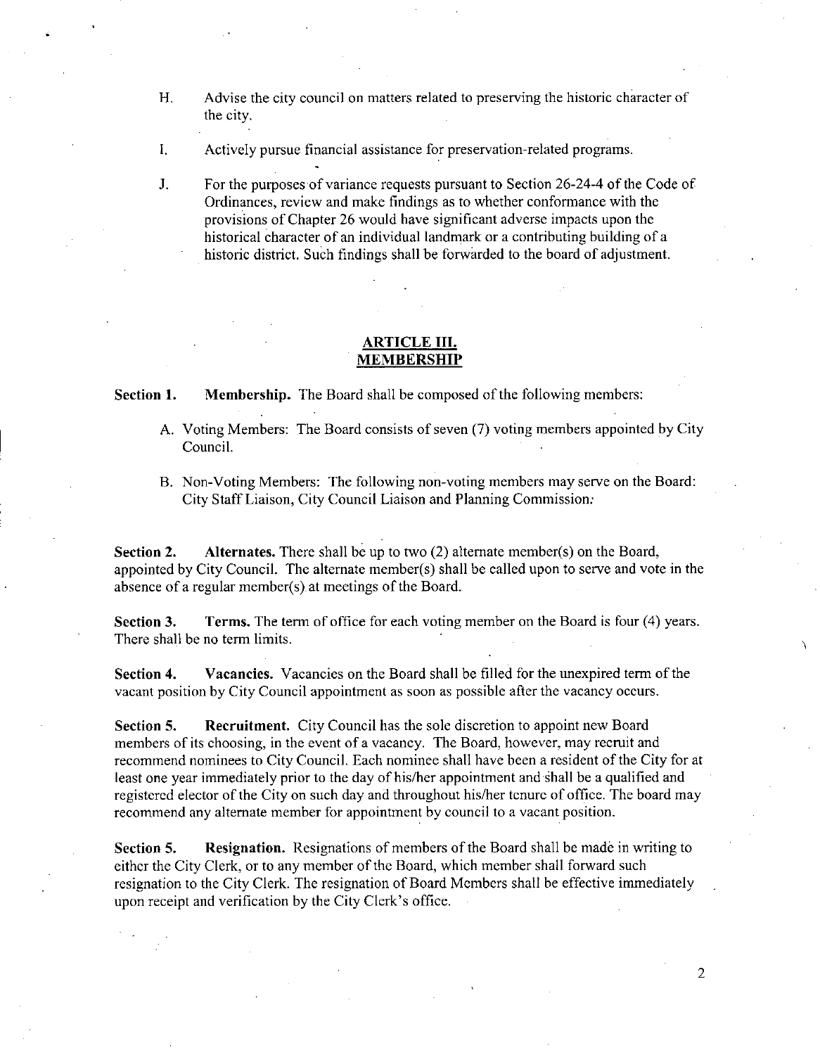H. Advise the city council on matters related to preserving the historic character of the city.

I. Actively pursue financial assistance for preservation-related programs.

J. For the purposes of variance requests pursuant to Section 26-24-4 of the Code of Ordinances, review and make findings as to whether conformance with the provisions of Chapter 26 would have significant adverse impacts upon the historical character of an individual landmark or a contributing building of a historic district. Such findings shall be forwarded to the board of adjustment.

## ARTICLE III. MEMBERSHIP

**Section 1. Membership.** The Board shall be composed of the following members:

A. Voting Members: The Board consists of seven (7) voting members appointed by City Council.

B. Non-Voting Members: The following non-voting members may serve on the Board: City Staff Liaison, City Council Liaison and Planning Commission.

**Section 2. Alternates.** There shall be up to two (2) alternate member(s) on the Board, appointed by City Council. The alternate member(s) shall be called upon to serve and vote in the absence of a regular member(s) at meetings of the Board.

**Section 3. Terms.** The term of office for each voting member on the Board is four (4) years. There shall be no term limits.

**Section 4. Vacancies.** Vacancies on the Board shall be filled for the unexpired term of the vacant position by City Council appointment as soon as possible after the vacancy occurs.

**Section 5. Recruitment.** City Council has the sole discretion to appoint new Board members of its choosing, in the event of a vacancy. The Board, however, may recruit and recommend nominees to City Council. Each nominee shall have been a resident of the City for at least one year immediately prior to the day of his/her appointment and shall be a qualified and registered elector of the City on such day and throughout his/her tenure of office. The board may recommend any alternate member for appointment by council to a vacant position.

**Section 5. Resignation.** Resignations of members of the Board shall be made in writing to either the City Clerk, or to any member of the Board, which member shall forward such resignation to the City Clerk. The resignation of Board Members shall be effective immediately upon receipt and verification by the City Clerk's office.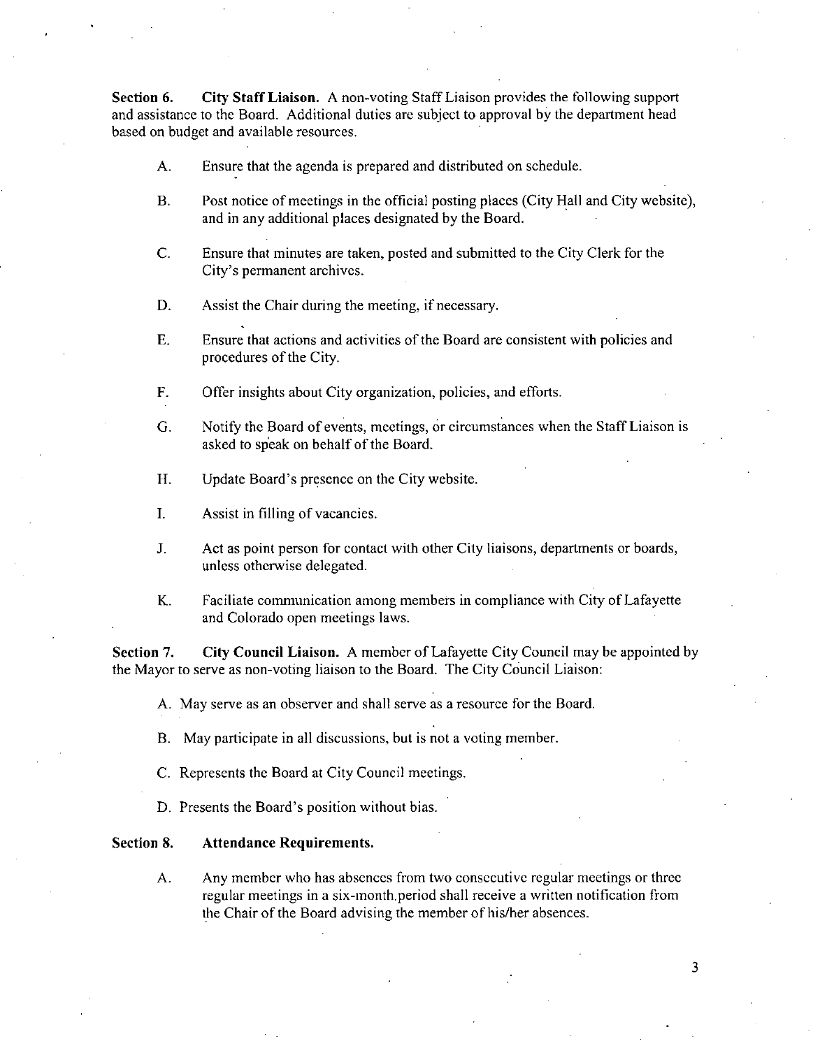**Section 6. City Staff Liaison.** A non-voting Staff Liaison provides the following support and assistance to the Board. Additional duties are subject to approval by the department head based on budget and available resources.

A. Ensure that the agenda is prepared and distributed on schedule.

B. Post notice of meetings in the official posting places (City Hall and City website), and in any additional places designated by the Board.

C. Ensure that minutes are taken, posted and submitted to the City Clerk for the City's permanent archives.

D. Assist the Chair during the meeting, if necessary.

E. Ensure that actions and activities of the Board are consistent with policies and procedures of the City.

F. Offer insights about City organization, policies, and efforts.

G. Notify the Board of events, meetings, or circumstances when the Staff Liaison is asked to speak on behalf of the Board.

H. Update Board's presence on the City website.

I. Assist in filling of vacancies.

J. Act as point person for contact with other City liaisons, departments or boards, unless otherwise delegated.

K. Faciliate communication among members in compliance with City of Lafayette and Colorado open meetings laws.

**Section 7. City Council Liaison.** A member of Lafayette City Council may be appointed by the Mayor to serve as non-voting liaison to the Board. The City Council Liaison:

A. May serve as an observer and shall serve as a resource for the Board.

B. May participate in all discussions, but is not a voting member.

C. Represents the Board at City Council meetings.

D. Presents the Board's position without bias.

**Section 8. Attendance Requirements.**

A. Any member who has absences from two consecutive regular meetings or three regular meetings in a six-month period shall receive a written notification from the Chair of the Board advising the member of his/her absences.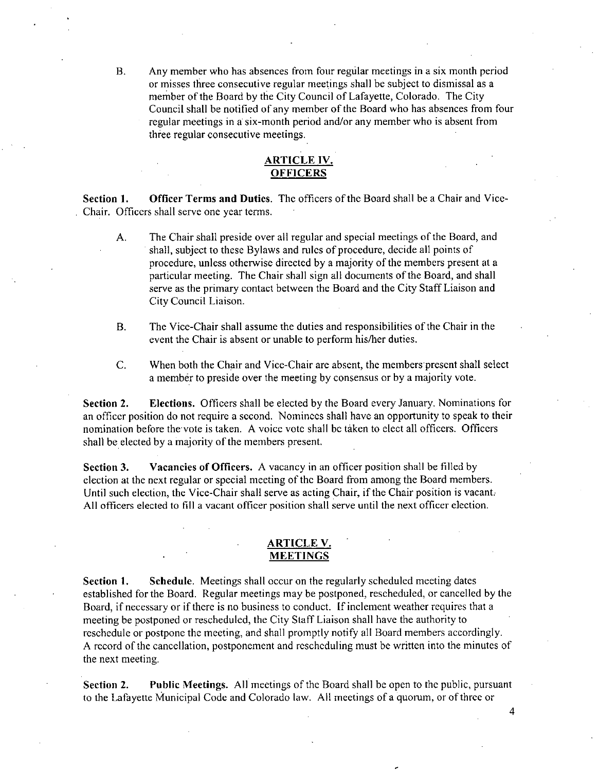B. Any member who has absences from four regular meetings in a six month period or misses three consecutive regular meetings shall be subject to dismissal as a member of the Board by the City Council of Lafayette, Colorado. The City Council shall be notified of any member of the Board who has absences from four regular meetings in a six-month period and/or any member who is absent from three regular consecutive meetings.

## ARTICLE IV. OFFICERS

**Section 1. Officer Terms and Duties.** The officers of the Board shall be a Chair and Vice-Chair. Officers shall serve one year terms.

A. The Chair shall preside over all regular and special meetings of the Board, and shall, subject to these Bylaws and rules of procedure, decide all points of procedure, unless otherwise directed by a majority of the members present at a particular meeting. The Chair shall sign all documents of the Board, and shall serve as the primary contact between the Board and the City Staff Liaison and City Council Liaison.

B. The Vice-Chair shall assume the duties and responsibilities of the Chair in the event the Chair is absent or unable to perform his/her duties.

C. When both the Chair and Vice-Chair are absent, the members present shall select a member to preside over the meeting by consensus or by a majority vote.

**Section 2. Elections.** Officers shall be elected by the Board every January. Nominations for an officer position do not require a second. Nominees shall have an opportunity to speak to their nomination before the vote is taken. A voice vote shall be taken to elect all officers. Officers shall be elected by a majority of the members present.

**Section 3. Vacancies of Officers.** A vacancy in an officer position shall be filled by election at the next regular or special meeting of the Board from among the Board members. Until such election, the Vice-Chair shall serve as acting Chair, if the Chair position is vacant. All officers elected to fill a vacant officer position shall serve until the next officer election.

## ARTICLE V. MEETINGS

**Section 1. Schedule.** Meetings shall occur on the regularly scheduled meeting dates established for the Board. Regular meetings may be postponed, rescheduled, or cancelled by the Board, if necessary or if there is no business to conduct. If inclement weather requires that a meeting be postponed or rescheduled, the City Staff Liaison shall have the authority to reschedule or postpone the meeting, and shall promptly notify all Board members accordingly. A record of the cancellation, postponement and rescheduling must be written into the minutes of the next meeting.

**Section 2. Public Meetings.** All meetings of the Board shall be open to the public, pursuant to the Lafayette Municipal Code and Colorado law. All meetings of a quorum, or of three or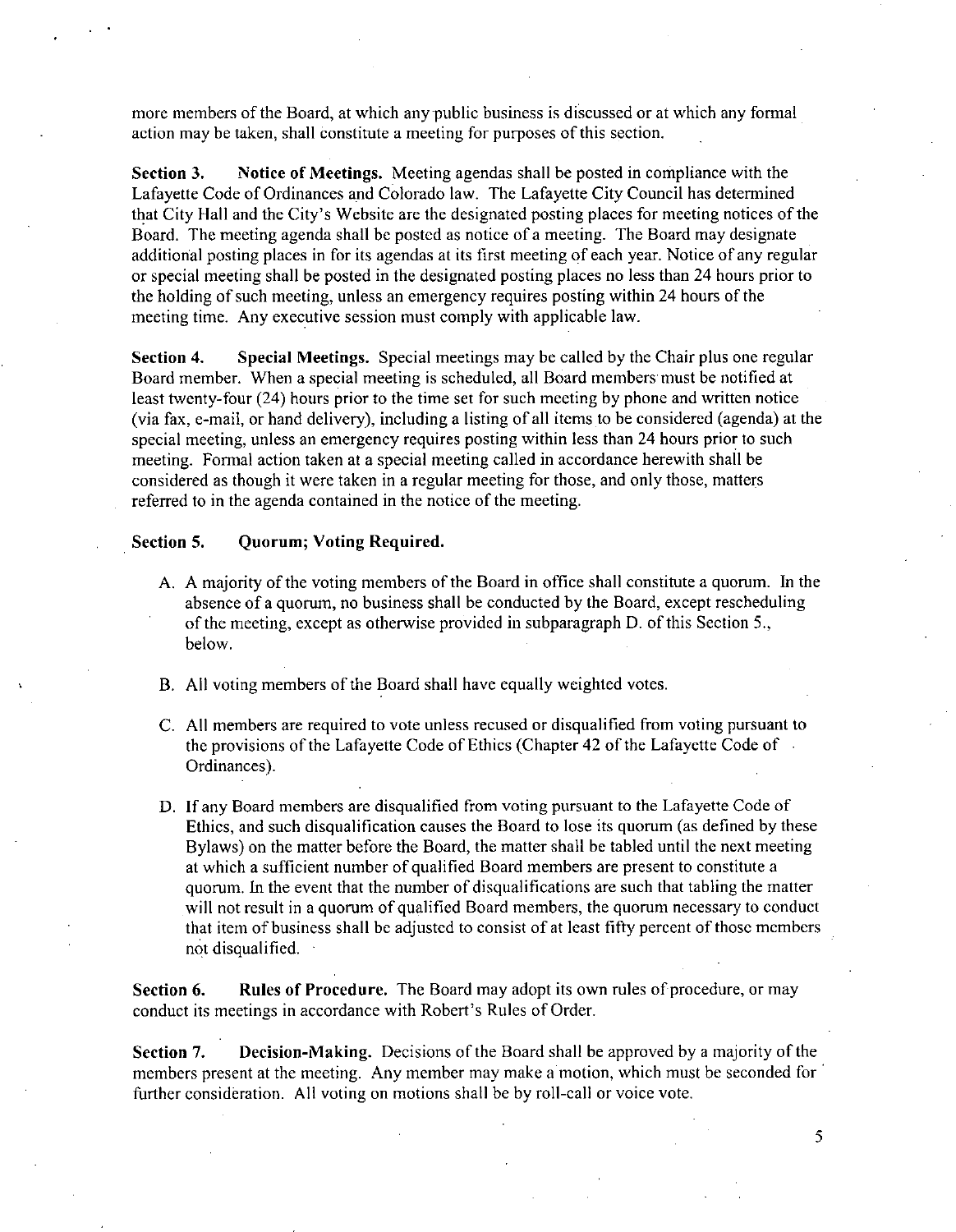more members of the Board, at which any public business is discussed or at which any formal action may be taken, shall constitute a meeting for purposes of this section.

**Section 3. Notice of Meetings.** Meeting agendas shall be posted in compliance with the Lafayette Code of Ordinances and Colorado law. The Lafayette City Council has determined that City Hall and the City's Website are the designated posting places for meeting notices of the Board. The meeting agenda shall be posted as notice of a meeting. The Board may designate additional posting places in for its agendas at its first meeting of each year. Notice of any regular or special meeting shall be posted in the designated posting places no less than 24 hours prior to the holding of such meeting, unless an emergency requires posting within 24 hours of the meeting time. Any executive session must comply with applicable law.

**Section 4. Special Meetings.** Special meetings may be called by the Chair plus one regular Board member. When a special meeting is scheduled, all Board members must be notified at least twenty-four (24) hours prior to the time set for such meeting by phone and written notice (via fax, e-mail, or hand delivery), including a listing of all items to be considered (agenda) at the special meeting, unless an emergency requires posting within less than 24 hours prior to such meeting. Formal action taken at a special meeting called in accordance herewith shall be considered as though it were taken in a regular meeting for those, and only those, matters referred to in the agenda contained in the notice of the meeting.

**Section 5. Quorum; Voting Required.**

A. A majority of the voting members of the Board in office shall constitute a quorum. In the absence of a quorum, no business shall be conducted by the Board, except rescheduling of the meeting, except as otherwise provided in subparagraph D. of this Section 5., below.

B. All voting members of the Board shall have equally weighted votes.

C. All members are required to vote unless recused or disqualified from voting pursuant to the provisions of the Lafayette Code of Ethics (Chapter 42 of the Lafayette Code of Ordinances).

D. If any Board members are disqualified from voting pursuant to the Lafayette Code of Ethics, and such disqualification causes the Board to lose its quorum (as defined by these Bylaws) on the matter before the Board, the matter shall be tabled until the next meeting at which a sufficient number of qualified Board members are present to constitute a quorum. In the event that the number of disqualifications are such that tabling the matter will not result in a quorum of qualified Board members, the quorum necessary to conduct that item of business shall be adjusted to consist of at least fifty percent of those members not disqualified.

**Section 6. Rules of Procedure.** The Board may adopt its own rules of procedure, or may conduct its meetings in accordance with Robert's Rules of Order.

**Section 7. Decision-Making.** Decisions of the Board shall be approved by a majority of the members present at the meeting. Any member may make a motion, which must be seconded for further consideration. All voting on motions shall be by roll-call or voice vote.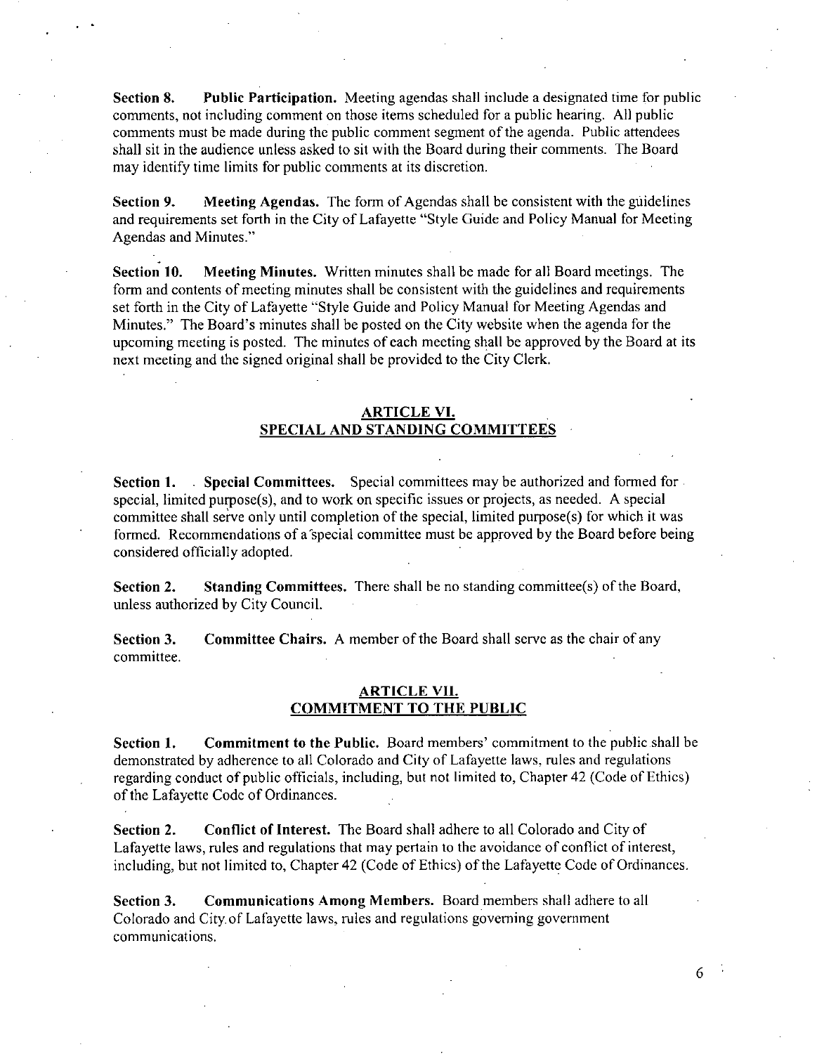**Section 8. Public Participation.** Meeting agendas shall include a designated time for public comments, not including comment on those items scheduled for a public hearing. All public comments must be made during the public comment segment of the agenda. Public attendees shall sit in the audience unless asked to sit with the Board during their comments. The Board may identify time limits for public comments at its discretion.

**Section 9. Meeting Agendas.** The form of Agendas shall be consistent with the guidelines and requirements set forth in the City of Lafayette "Style Guide and Policy Manual for Meeting Agendas and Minutes."

**Section 10. Meeting Minutes.** Written minutes shall be made for all Board meetings. The form and contents of meeting minutes shall be consistent with the guidelines and requirements set forth in the City of Lafayette "Style Guide and Policy Manual for Meeting Agendas and Minutes." The Board's minutes shall be posted on the City website when the agenda for the upcoming meeting is posted. The minutes of each meeting shall be approved by the Board at its next meeting and the signed original shall be provided to the City Clerk.

## ARTICLE VI. SPECIAL AND STANDING COMMITTEES

**Section 1. Special Committees.** Special committees may be authorized and formed for special, limited purpose(s), and to work on specific issues or projects, as needed. A special committee shall serve only until completion of the special, limited purpose(s) for which it was formed. Recommendations of a special committee must be approved by the Board before being considered officially adopted.

**Section 2. Standing Committees.** There shall be no standing committee(s) of the Board, unless authorized by City Council.

**Section 3. Committee Chairs.** A member of the Board shall serve as the chair of any committee.

## ARTICLE VII. COMMITMENT TO THE PUBLIC

**Section 1. Commitment to the Public.** Board members' commitment to the public shall be demonstrated by adherence to all Colorado and City of Lafayette laws, rules and regulations regarding conduct of public officials, including, but not limited to, Chapter 42 (Code of Ethics) of the Lafayette Code of Ordinances.

**Section 2. Conflict of Interest.** The Board shall adhere to all Colorado and City of Lafayette laws, rules and regulations that may pertain to the avoidance of conflict of interest, including, but not limited to, Chapter 42 (Code of Ethics) of the Lafayette Code of Ordinances.

**Section 3. Communications Among Members.** Board members shall adhere to all Colorado and City of Lafayette laws, rules and regulations governing government communications.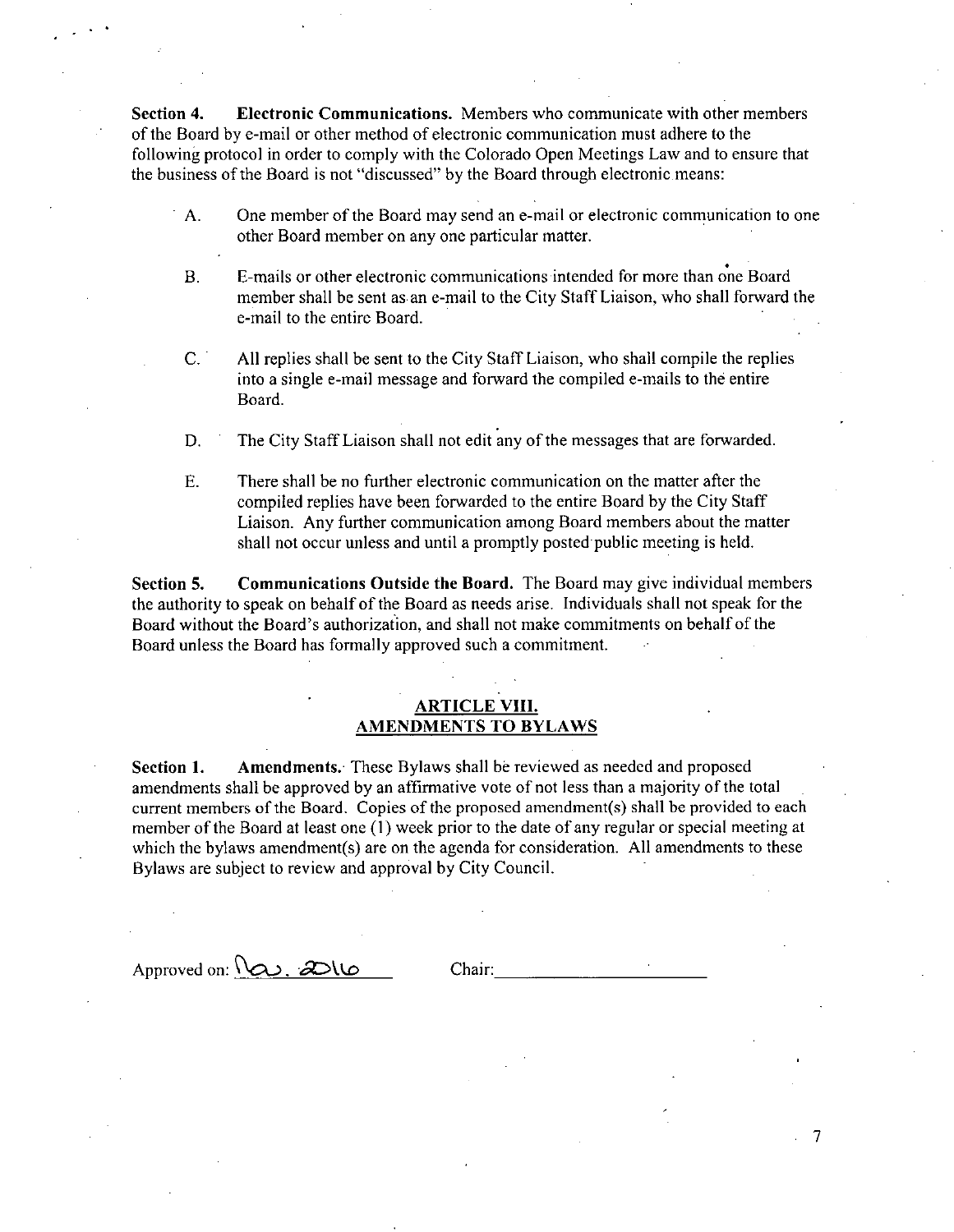**Section 4. Electronic Communications.** Members who communicate with other members of the Board by e-mail or other method of electronic communication must adhere to the following protocol in order to comply with the Colorado Open Meetings Law and to ensure that the business of the Board is not "discussed" by the Board through electronic means:

A. One member of the Board may send an e-mail or electronic communication to one other Board member on any one particular matter.

B. E-mails or other electronic communications intended for more than one Board member shall be sent as an e-mail to the City Staff Liaison, who shall forward the e-mail to the entire Board.

C. All replies shall be sent to the City Staff Liaison, who shall compile the replies into a single e-mail message and forward the compiled e-mails to the entire Board.

D. The City Staff Liaison shall not edit any of the messages that are forwarded.

E. There shall be no further electronic communication on the matter after the compiled replies have been forwarded to the entire Board by the City Staff Liaison. Any further communication among Board members about the matter shall not occur unless and until a promptly posted public meeting is held.

**Section 5. Communications Outside the Board.** The Board may give individual members the authority to speak on behalf of the Board as needs arise. Individuals shall not speak for the Board without the Board's authorization, and shall not make commitments on behalf of the Board unless the Board has formally approved such a commitment.

## ARTICLE VIII.
## AMENDMENTS TO BYLAWS

**Section 1. Amendments.** These Bylaws shall be reviewed as needed and proposed amendments shall be approved by an affirmative vote of not less than a majority of the total current members of the Board. Copies of the proposed amendment(s) shall be provided to each member of the Board at least one (1) week prior to the date of any regular or special meeting at which the bylaws amendment(s) are on the agenda for consideration. All amendments to these Bylaws are subject to review and approval by City Council.

Approved on: Nov. 2016 Chair: ______________________